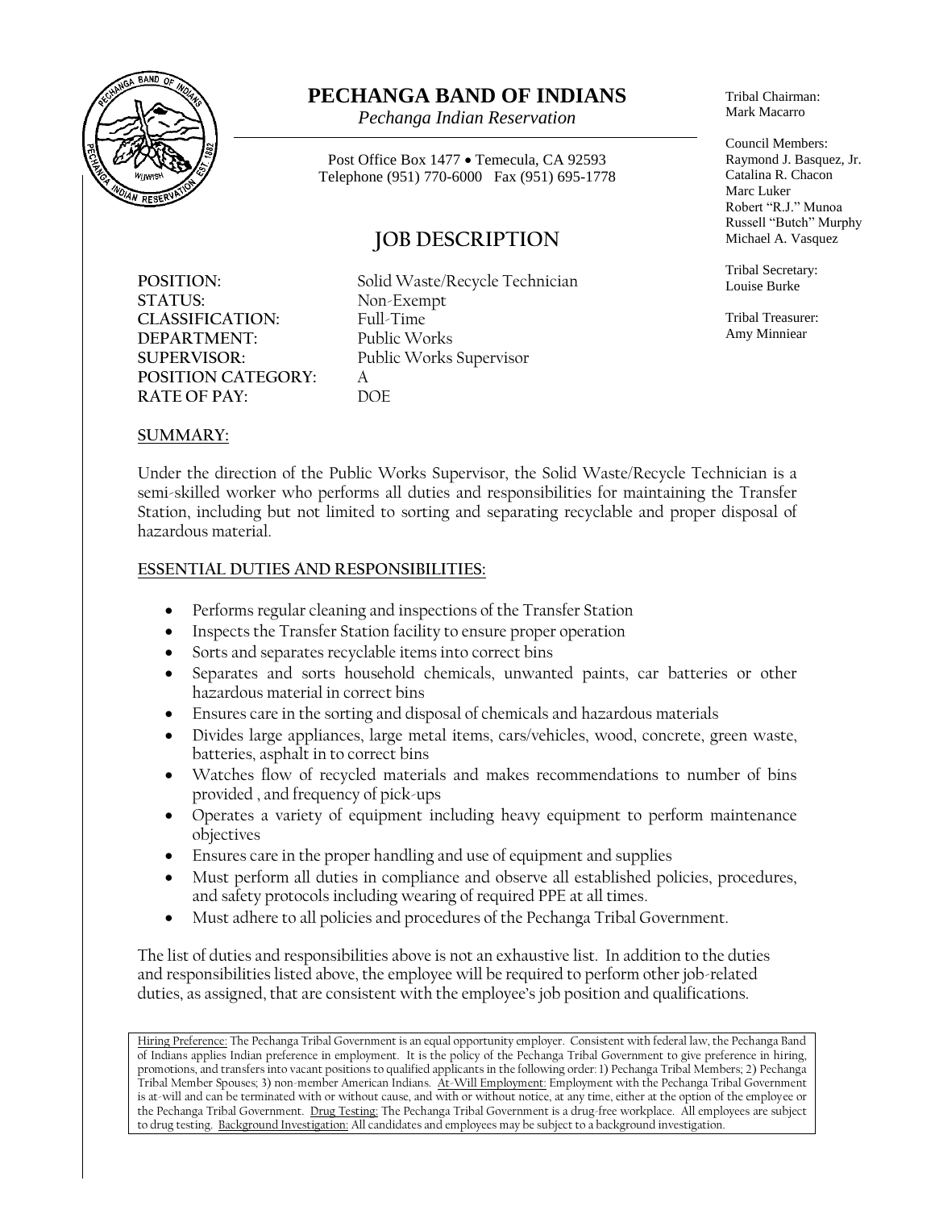# PECHANGA BAND OF INDIANS

*Pechanga Indian Reservation*

Post Office Box 1477 • Temecula, CA 92593
Telephone (951) 770-6000 Fax (951) 695-1778

Tribal Chairman:
Mark Macarro

Council Members:
Raymond J. Basquez, Jr.
Catalina R. Chacon
Marc Luker
Robert "R.J." Munoa
Russell "Butch" Murphy
Michael A. Vasquez

Tribal Secretary:
Louise Burke

Tribal Treasurer:
Amy Minniear

## JOB DESCRIPTION

**POSITION:** Solid Waste/Recycle Technician
**STATUS:** Non-Exempt
**CLASSIFICATION:** Full-Time
**DEPARTMENT:** Public Works
**SUPERVISOR:** Public Works Supervisor
**POSITION CATEGORY:** A
**RATE OF PAY:** DOE

**SUMMARY:**

Under the direction of the Public Works Supervisor, the Solid Waste/Recycle Technician is a semi-skilled worker who performs all duties and responsibilities for maintaining the Transfer Station, including but not limited to sorting and separating recyclable and proper disposal of hazardous material.

**ESSENTIAL DUTIES AND RESPONSIBILITIES:**

- Performs regular cleaning and inspections of the Transfer Station
- Inspects the Transfer Station facility to ensure proper operation
- Sorts and separates recyclable items into correct bins
- Separates and sorts household chemicals, unwanted paints, car batteries or other hazardous material in correct bins
- Ensures care in the sorting and disposal of chemicals and hazardous materials
- Divides large appliances, large metal items, cars/vehicles, wood, concrete, green waste, batteries, asphalt in to correct bins
- Watches flow of recycled materials and makes recommendations to number of bins provided , and frequency of pick-ups
- Operates a variety of equipment including heavy equipment to perform maintenance objectives
- Ensures care in the proper handling and use of equipment and supplies
- Must perform all duties in compliance and observe all established policies, procedures, and safety protocols including wearing of required PPE at all times.
- Must adhere to all policies and procedures of the Pechanga Tribal Government.

The list of duties and responsibilities above is not an exhaustive list. In addition to the duties and responsibilities listed above, the employee will be required to perform other job-related duties, as assigned, that are consistent with the employee's job position and qualifications.

Hiring Preference: The Pechanga Tribal Government is an equal opportunity employer. Consistent with federal law, the Pechanga Band of Indians applies Indian preference in employment. It is the policy of the Pechanga Tribal Government to give preference in hiring, promotions, and transfers into vacant positions to qualified applicants in the following order: 1) Pechanga Tribal Members; 2) Pechanga Tribal Member Spouses; 3) non-member American Indians. At-Will Employment: Employment with the Pechanga Tribal Government is at-will and can be terminated with or without cause, and with or without notice, at any time, either at the option of the employee or the Pechanga Tribal Government. Drug Testing: The Pechanga Tribal Government is a drug-free workplace. All employees are subject to drug testing. Background Investigation: All candidates and employees may be subject to a background investigation.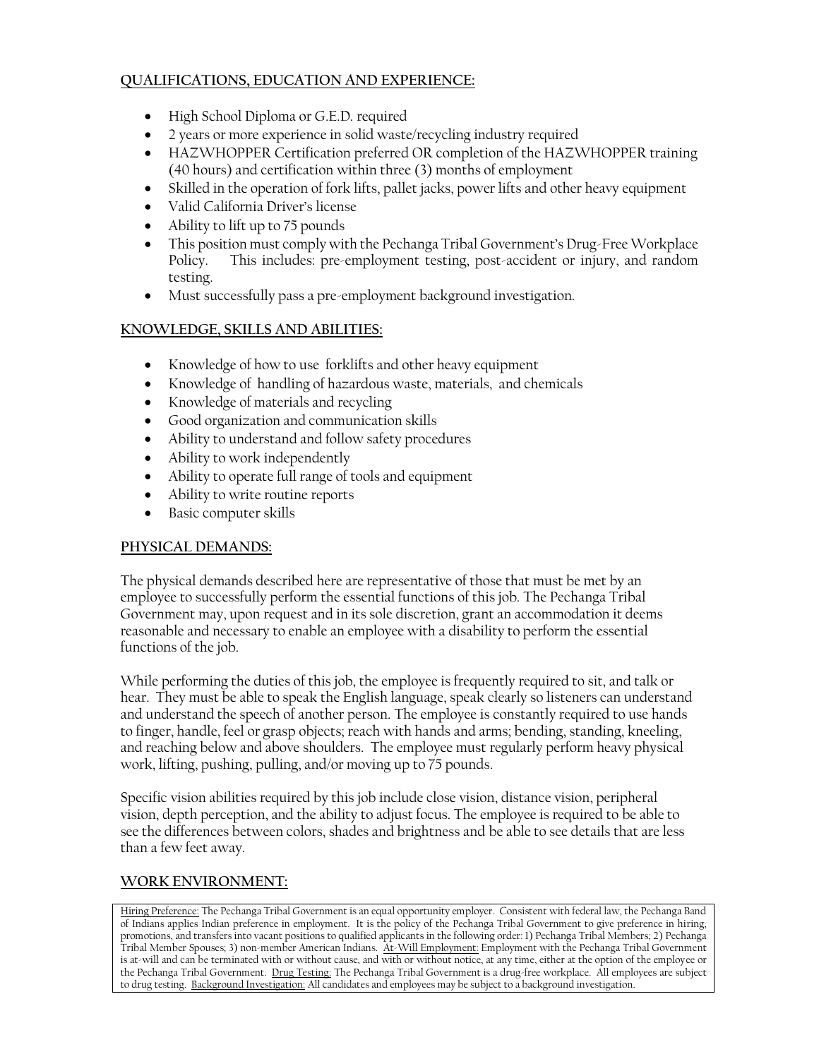## QUALIFICATIONS, EDUCATION AND EXPERIENCE:

- High School Diploma or G.E.D. required
- 2 years or more experience in solid waste/recycling industry required
- HAZWHOPPER Certification preferred OR completion of the HAZWHOPPER training (40 hours) and certification within three (3) months of employment
- Skilled in the operation of fork lifts, pallet jacks, power lifts and other heavy equipment
- Valid California Driver's license
- Ability to lift up to 75 pounds
- This position must comply with the Pechanga Tribal Government's Drug-Free Workplace Policy. This includes: pre-employment testing, post-accident or injury, and random testing.
- Must successfully pass a pre-employment background investigation.

## KNOWLEDGE, SKILLS AND ABILITIES:

- Knowledge of how to use forklifts and other heavy equipment
- Knowledge of handling of hazardous waste, materials, and chemicals
- Knowledge of materials and recycling
- Good organization and communication skills
- Ability to understand and follow safety procedures
- Ability to work independently
- Ability to operate full range of tools and equipment
- Ability to write routine reports
- Basic computer skills

## PHYSICAL DEMANDS:

The physical demands described here are representative of those that must be met by an employee to successfully perform the essential functions of this job. The Pechanga Tribal Government may, upon request and in its sole discretion, grant an accommodation it deems reasonable and necessary to enable an employee with a disability to perform the essential functions of the job.

While performing the duties of this job, the employee is frequently required to sit, and talk or hear. They must be able to speak the English language, speak clearly so listeners can understand and understand the speech of another person. The employee is constantly required to use hands to finger, handle, feel or grasp objects; reach with hands and arms; bending, standing, kneeling, and reaching below and above shoulders. The employee must regularly perform heavy physical work, lifting, pushing, pulling, and/or moving up to 75 pounds.

Specific vision abilities required by this job include close vision, distance vision, peripheral vision, depth perception, and the ability to adjust focus. The employee is required to be able to see the differences between colors, shades and brightness and be able to see details that are less than a few feet away.

## WORK ENVIRONMENT:

Hiring Preference: The Pechanga Tribal Government is an equal opportunity employer. Consistent with federal law, the Pechanga Band of Indians applies Indian preference in employment. It is the policy of the Pechanga Tribal Government to give preference in hiring, promotions, and transfers into vacant positions to qualified applicants in the following order: 1) Pechanga Tribal Members; 2) Pechanga Tribal Member Spouses; 3) non-member American Indians. At-Will Employment: Employment with the Pechanga Tribal Government is at-will and can be terminated with or without cause, and with or without notice, at any time, either at the option of the employee or the Pechanga Tribal Government. Drug Testing: The Pechanga Tribal Government is a drug-free workplace. All employees are subject to drug testing. Background Investigation: All candidates and employees may be subject to a background investigation.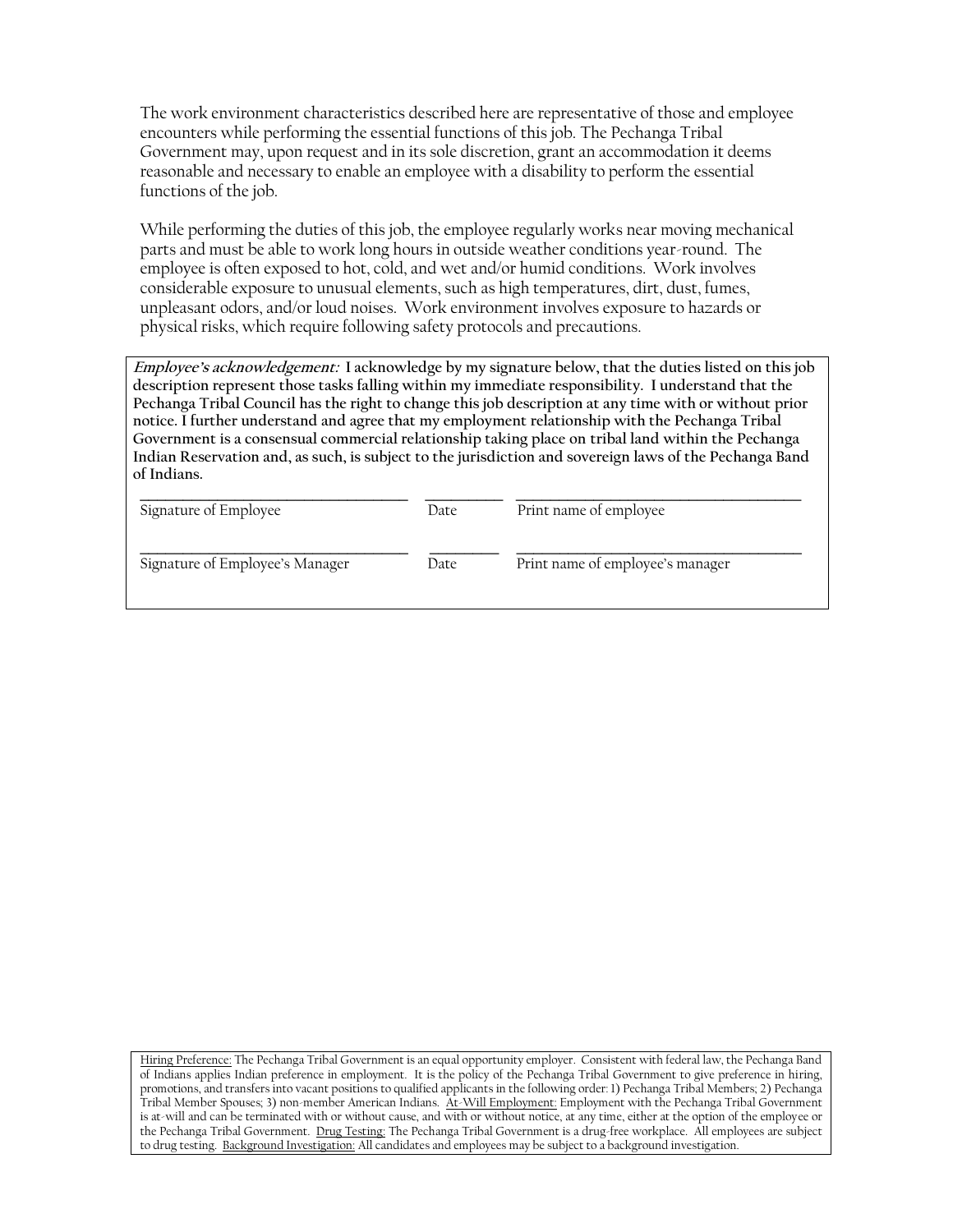The work environment characteristics described here are representative of those and employee encounters while performing the essential functions of this job. The Pechanga Tribal Government may, upon request and in its sole discretion, grant an accommodation it deems reasonable and necessary to enable an employee with a disability to perform the essential functions of the job.

While performing the duties of this job, the employee regularly works near moving mechanical parts and must be able to work long hours in outside weather conditions year-round. The employee is often exposed to hot, cold, and wet and/or humid conditions. Work involves considerable exposure to unusual elements, such as high temperatures, dirt, dust, fumes, unpleasant odors, and/or loud noises. Work environment involves exposure to hazards or physical risks, which require following safety protocols and precautions.

***Employee's acknowledgement:*** **I acknowledge by my signature below, that the duties listed on this job description represent those tasks falling within my immediate responsibility. I understand that the Pechanga Tribal Council has the right to change this job description at any time with or without prior notice. I further understand and agree that my employment relationship with the Pechanga Tribal Government is a consensual commercial relationship taking place on tribal land within the Pechanga Indian Reservation and, as such, is subject to the jurisdiction and sovereign laws of the Pechanga Band of Indians.**

| | | |
|---|---|---|
| ______________________________ | __________ | ______________________________ |
| Signature of Employee | Date | Print name of employee |
| ______________________________ | __________ | ______________________________ |
| Signature of Employee's Manager | Date | Print name of employee's manager |

Hiring Preference: The Pechanga Tribal Government is an equal opportunity employer. Consistent with federal law, the Pechanga Band of Indians applies Indian preference in employment. It is the policy of the Pechanga Tribal Government to give preference in hiring, promotions, and transfers into vacant positions to qualified applicants in the following order: 1) Pechanga Tribal Members; 2) Pechanga Tribal Member Spouses; 3) non-member American Indians. At-Will Employment: Employment with the Pechanga Tribal Government is at-will and can be terminated with or without cause, and with or without notice, at any time, either at the option of the employee or the Pechanga Tribal Government. Drug Testing: The Pechanga Tribal Government is a drug-free workplace. All employees are subject to drug testing. Background Investigation: All candidates and employees may be subject to a background investigation.